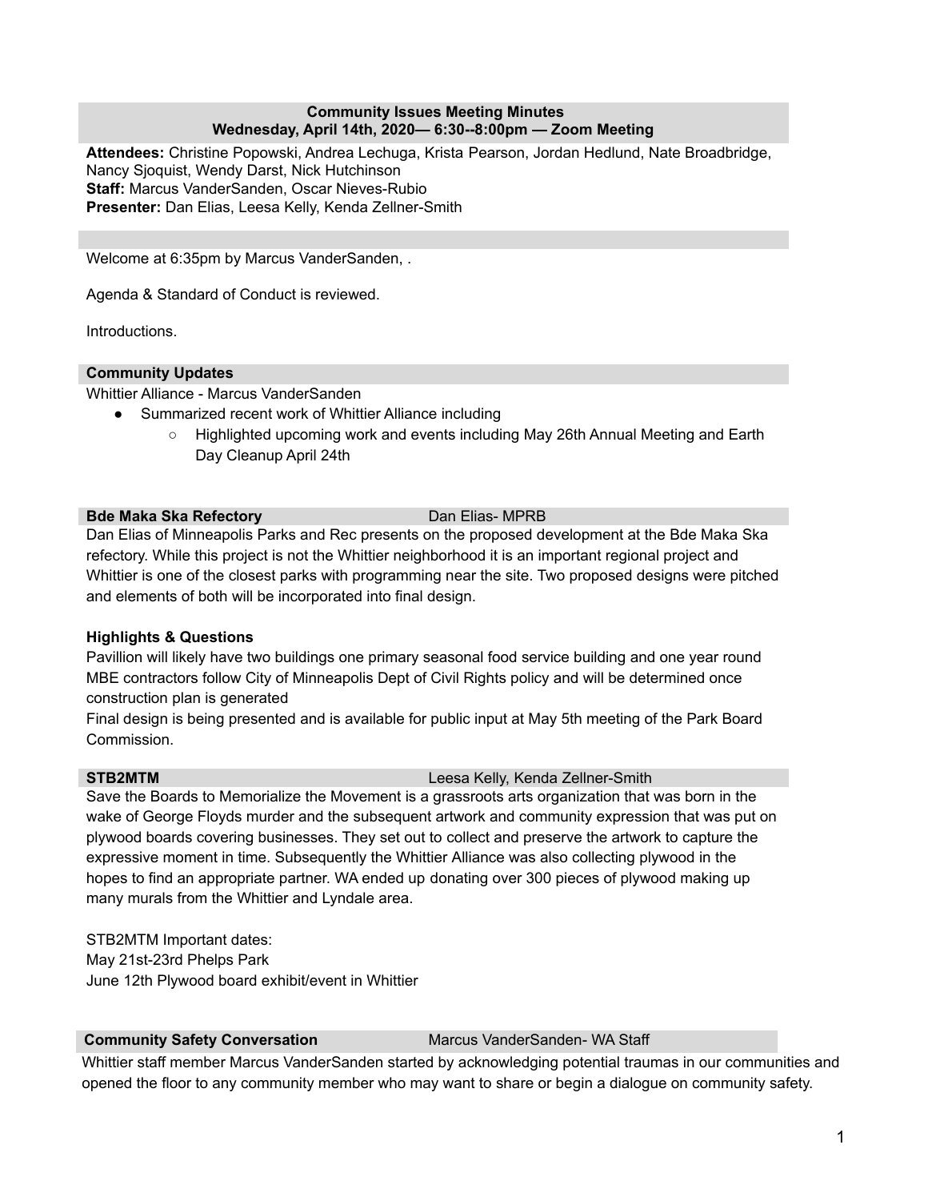**Community Issues Meeting Minutes**
**Wednesday, April 14th, 2020— 6:30--8:00pm — Zoom Meeting**

**Attendees:** Christine Popowski, Andrea Lechuga, Krista Pearson, Jordan Hedlund, Nate Broadbridge, Nancy Sjoquist, Wendy Darst, Nick Hutchinson
**Staff:** Marcus VanderSanden, Oscar Nieves-Rubio
**Presenter:** Dan Elias, Leesa Kelly, Kenda Zellner-Smith

Welcome at 6:35pm by Marcus VanderSanden, .

Agenda & Standard of Conduct is reviewed.

Introductions.

## Community Updates

Whittier Alliance - Marcus VanderSanden

- Summarized recent work of Whittier Alliance including
  - Highlighted upcoming work and events including May 26th Annual Meeting and Earth Day Cleanup April 24th

## Bde Maka Ska Refectory — Dan Elias- MPRB

Dan Elias of Minneapolis Parks and Rec presents on the proposed development at the Bde Maka Ska refectory. While this project is not the Whittier neighborhood it is an important regional project and Whittier is one of the closest parks with programming near the site. Two proposed designs were pitched and elements of both will be incorporated into final design.

**Highlights & Questions**

Pavillion will likely have two buildings one primary seasonal food service building and one year round
MBE contractors follow City of Minneapolis Dept of Civil Rights policy and will be determined once construction plan is generated
Final design is being presented and is available for public input at May 5th meeting of the Park Board Commission.

## STB2MTM — Leesa Kelly, Kenda Zellner-Smith

Save the Boards to Memorialize the Movement is a grassroots arts organization that was born in the wake of George Floyds murder and the subsequent artwork and community expression that was put on plywood boards covering businesses. They set out to collect and preserve the artwork to capture the expressive moment in time. Subsequently the Whittier Alliance was also collecting plywood in the hopes to find an appropriate partner. WA ended up donating over 300 pieces of plywood making up many murals from the Whittier and Lyndale area.

STB2MTM Important dates:
May 21st-23rd Phelps Park
June 12th Plywood board exhibit/event in Whittier

## Community Safety Conversation — Marcus VanderSanden- WA Staff

Whittier staff member Marcus VanderSanden started by acknowledging potential traumas in our communities and opened the floor to any community member who may want to share or begin a dialogue on community safety.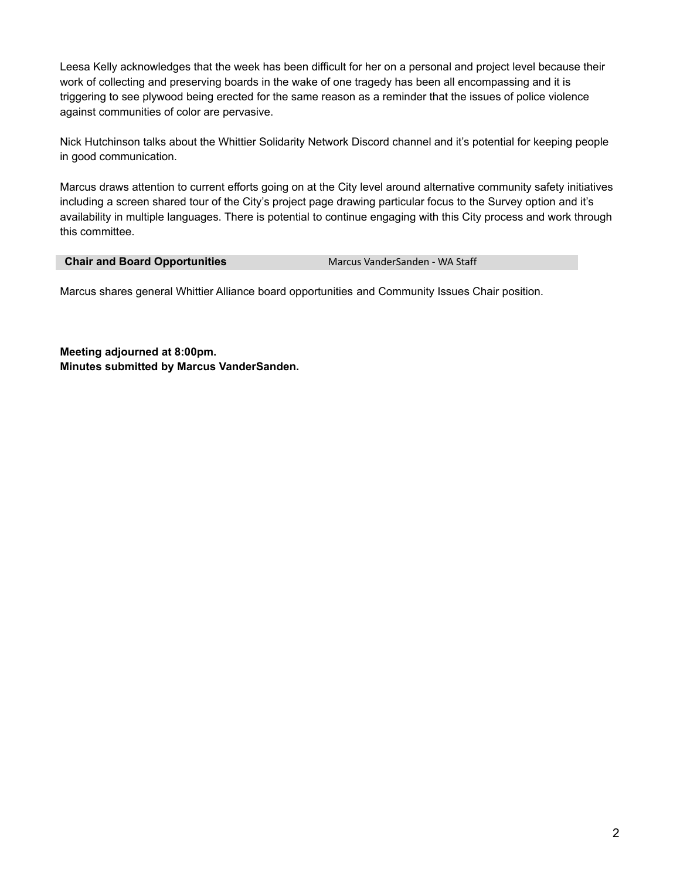Leesa Kelly acknowledges that the week has been difficult for her on a personal and project level because their work of collecting and preserving boards in the wake of one tragedy has been all encompassing and it is triggering to see plywood being erected for the same reason as a reminder that the issues of police violence against communities of color are pervasive.

Nick Hutchinson talks about the Whittier Solidarity Network Discord channel and it's potential for keeping people in good communication.

Marcus draws attention to current efforts going on at the City level around alternative community safety initiatives including a screen shared tour of the City's project page drawing particular focus to the Survey option and it's availability in multiple languages. There is potential to continue engaging with this City process and work through this committee.

| **Chair and Board Opportunities** | Marcus VanderSanden - WA Staff |
|---|---|

Marcus shares general Whittier Alliance board opportunities and Community Issues Chair position.

**Meeting adjourned at 8:00pm.**
**Minutes submitted by Marcus VanderSanden.**